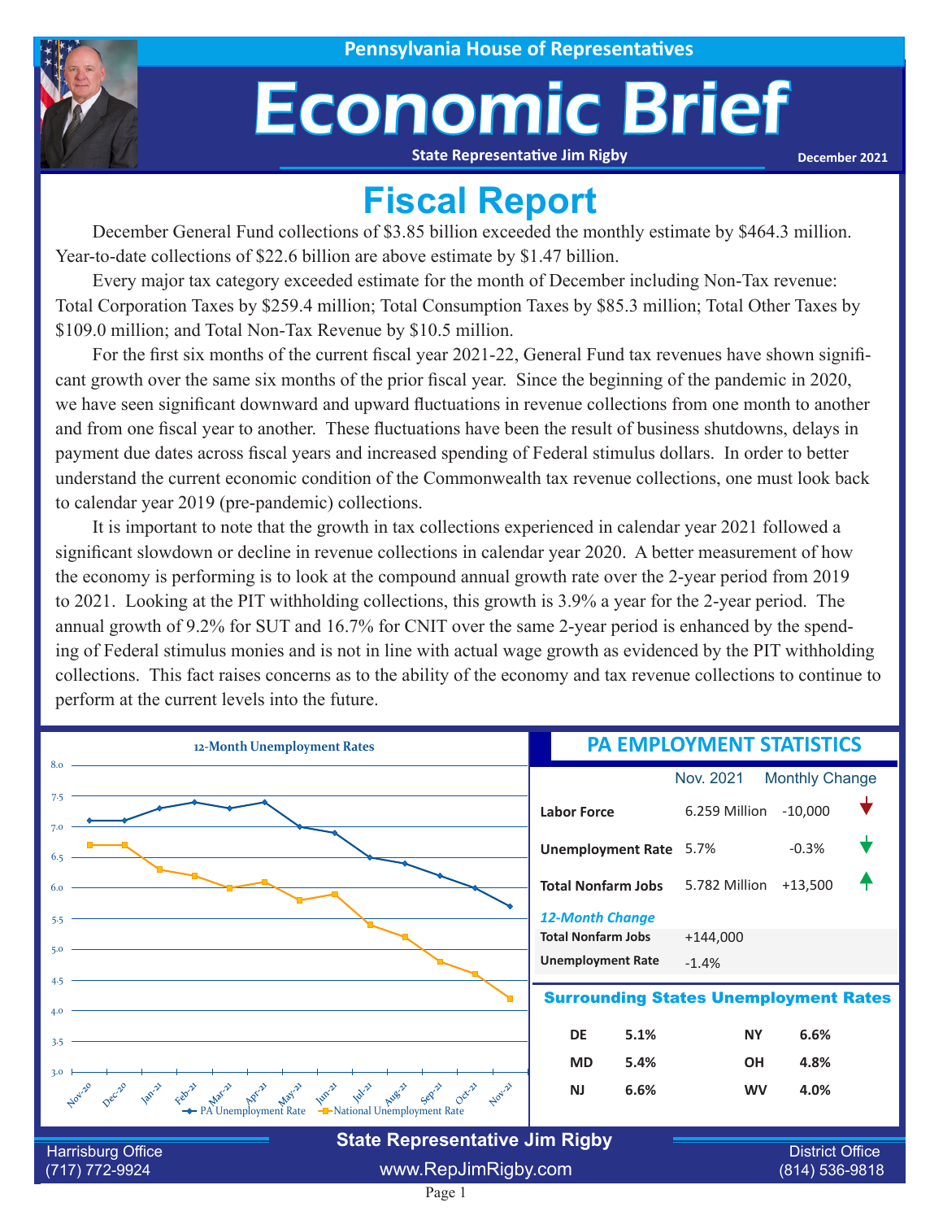Pennsylvania House of Representatives

# Economic Brief

State Representative Jim Rigby

December 2021

## Fiscal Report

December General Fund collections of $3.85 billion exceeded the monthly estimate by $464.3 million. Year-to-date collections of $22.6 billion are above estimate by $1.47 billion.

Every major tax category exceeded estimate for the month of December including Non-Tax revenue: Total Corporation Taxes by $259.4 million; Total Consumption Taxes by $85.3 million; Total Other Taxes by $109.0 million; and Total Non-Tax Revenue by $10.5 million.

For the first six months of the current fiscal year 2021-22, General Fund tax revenues have shown significant growth over the same six months of the prior fiscal year. Since the beginning of the pandemic in 2020, we have seen significant downward and upward fluctuations in revenue collections from one month to another and from one fiscal year to another. These fluctuations have been the result of business shutdowns, delays in payment due dates across fiscal years and increased spending of Federal stimulus dollars. In order to better understand the current economic condition of the Commonwealth tax revenue collections, one must look back to calendar year 2019 (pre-pandemic) collections.

It is important to note that the growth in tax collections experienced in calendar year 2021 followed a significant slowdown or decline in revenue collections in calendar year 2020. A better measurement of how the economy is performing is to look at the compound annual growth rate over the 2-year period from 2019 to 2021. Looking at the PIT withholding collections, this growth is 3.9% a year for the 2-year period. The annual growth of 9.2% for SUT and 16.7% for CNIT over the same 2-year period is enhanced by the spending of Federal stimulus monies and is not in line with actual wage growth as evidenced by the PIT withholding collections. This fact raises concerns as to the ability of the economy and tax revenue collections to continue to perform at the current levels into the future.

### 12-Month Unemployment Rates

| Month | PA Unemployment Rate | National Unemployment Rate |
|---|---|---|
| Nov-20 | 7.1 | 6.7 |
| Dec-20 | 7.1 | 6.7 |
| Jan-21 | 7.3 | 6.3 |
| Feb-21 | 7.4 | 6.2 |
| Mar-21 | 7.3 | 6.0 |
| Apr-21 | 7.4 | 6.1 |
| May-21 | 7.0 | 5.8 |
| Jun-21 | 6.9 | 5.9 |
| Jul-21 | 6.5 | 5.4 |
| Aug-21 | 6.4 | 5.2 |
| Sep-21 | 6.2 | 4.8 |
| Oct-21 | 6.0 | 4.6 |
| Nov-21 | 5.7 | 4.2 |

### PA EMPLOYMENT STATISTICS

| | Nov. 2021 | Monthly Change |
|---|---|---|
| **Labor Force** | 6.259 Million | -10,000 ↓ |
| **Unemployment Rate** | 5.7% | -0.3% ↓ |
| **Total Nonfarm Jobs** | 5.782 Million | +13,500 ↑ |

*12-Month Change*

| | |
|---|---|
| **Total Nonfarm Jobs** | +144,000 |
| **Unemployment Rate** | -1.4% |

### Surrounding States Unemployment Rates

| State | Rate | State | Rate |
|---|---|---|---|
| **DE** | **5.1%** | **NY** | **6.6%** |
| **MD** | **5.4%** | **OH** | **4.8%** |
| **NJ** | **6.6%** | **WV** | **4.0%** |

Harrisburg Office
(717) 772-9924

**State Representative Jim Rigby**
www.RepJimRigby.com

District Office
(814) 536-9818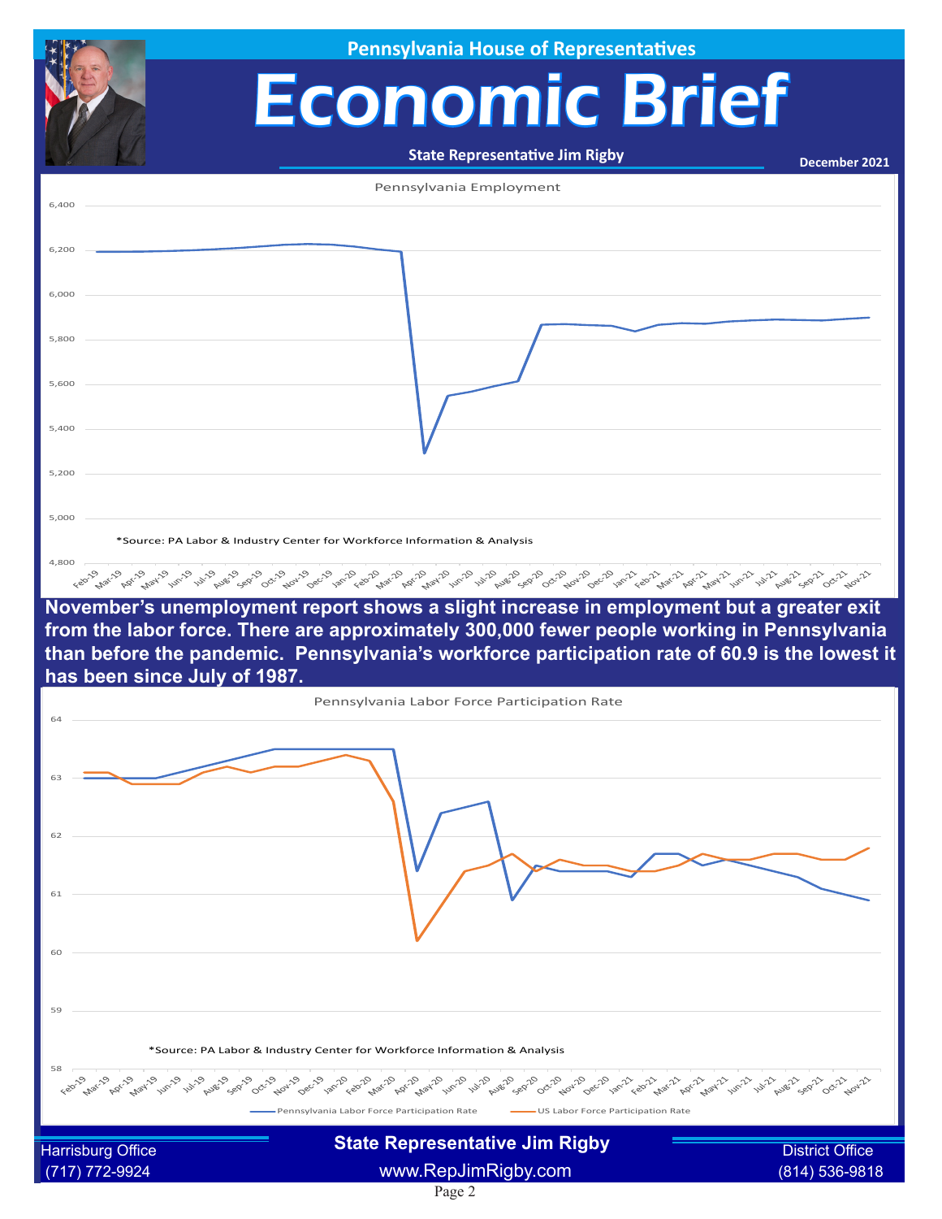Pennsylvania House of Representatives

# Economic Brief

**State Representative Jim Rigby**

December 2021

Pennsylvania Employment

*Source: PA Labor & Industry Center for Workforce Information & Analysis

**November's unemployment report shows a slight increase in employment but a greater exit from the labor force. There are approximately 300,000 fewer people working in Pennsylvania than before the pandemic. Pennsylvania's workforce participation rate of 60.9 is the lowest it has been since July of 1987.**

Pennsylvania Labor Force Participation Rate

*Source: PA Labor & Industry Center for Workforce Information & Analysis

Pennsylvania Labor Force Participation Rate — US Labor Force Participation Rate

Harrisburg Office
(717) 772-9924

**State Representative Jim Rigby**
www.RepJimRigby.com

District Office
(814) 536-9818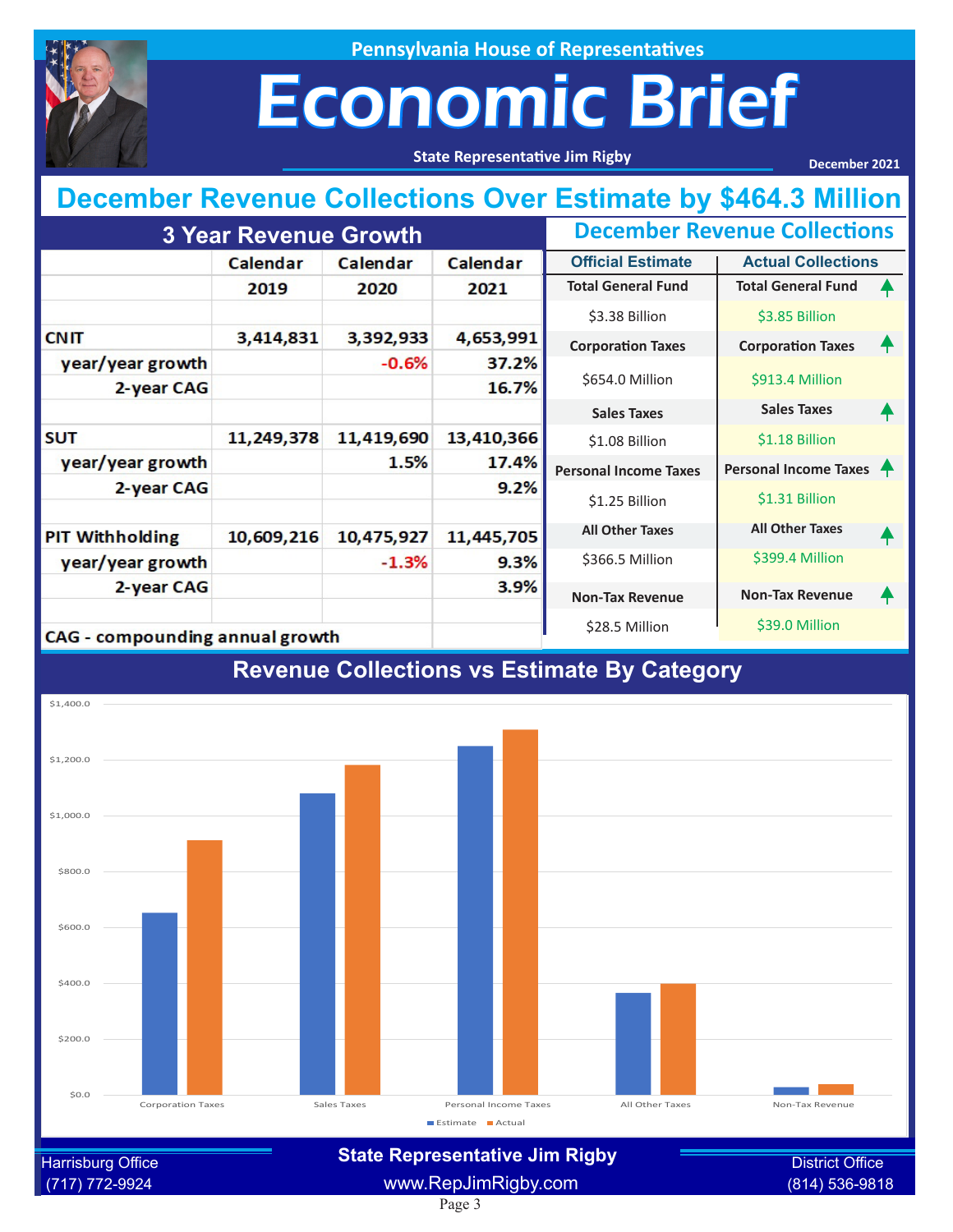Pennsylvania House of Representatives

# Economic Brief

State Representative Jim Rigby

December 2021

## December Revenue Collections Over Estimate by $464.3 Million

### 3 Year Revenue Growth

| | Calendar 2019 | Calendar 2020 | Calendar 2021 |
|---|---|---|---|
| CNIT | 3,414,831 | 3,392,933 | 4,653,991 |
| year/year growth | | -0.6% | 37.2% |
| 2-year CAG | | | 16.7% |
| SUT | 11,249,378 | 11,419,690 | 13,410,366 |
| year/year growth | | 1.5% | 17.4% |
| 2-year CAG | | | 9.2% |
| PIT Withholding | 10,609,216 | 10,475,927 | 11,445,705 |
| year/year growth | | -1.3% | 9.3% |
| 2-year CAG | | | 3.9% |

CAG - compounding annual growth

### December Revenue Collections

| Official Estimate | Actual Collections |
|---|---|
| Total General Fund | Total General Fund |
| $3.38 Billion | $3.85 Billion |
| Corporation Taxes | Corporation Taxes |
| $654.0 Million | $913.4 Million |
| Sales Taxes | Sales Taxes |
| $1.08 Billion | $1.18 Billion |
| Personal Income Taxes | Personal Income Taxes |
| $1.25 Billion | $1.31 Billion |
| All Other Taxes | All Other Taxes |
| $366.5 Million | $399.4 Million |
| Non-Tax Revenue | Non-Tax Revenue |
| $28.5 Million | $39.0 Million |

### Revenue Collections vs Estimate By Category

$1,400.0
$1,200.0
$1,000.0
$800.0
$600.0
$400.0
$200.0
$0.0

Corporation Taxes
Sales Taxes
Personal Income Taxes
All Other Taxes
Non-Tax Revenue

Estimate
Actual

Harrisburg Office
(717) 772-9924

State Representative Jim Rigby
www.RepJimRigby.com

District Office
(814) 536-9818